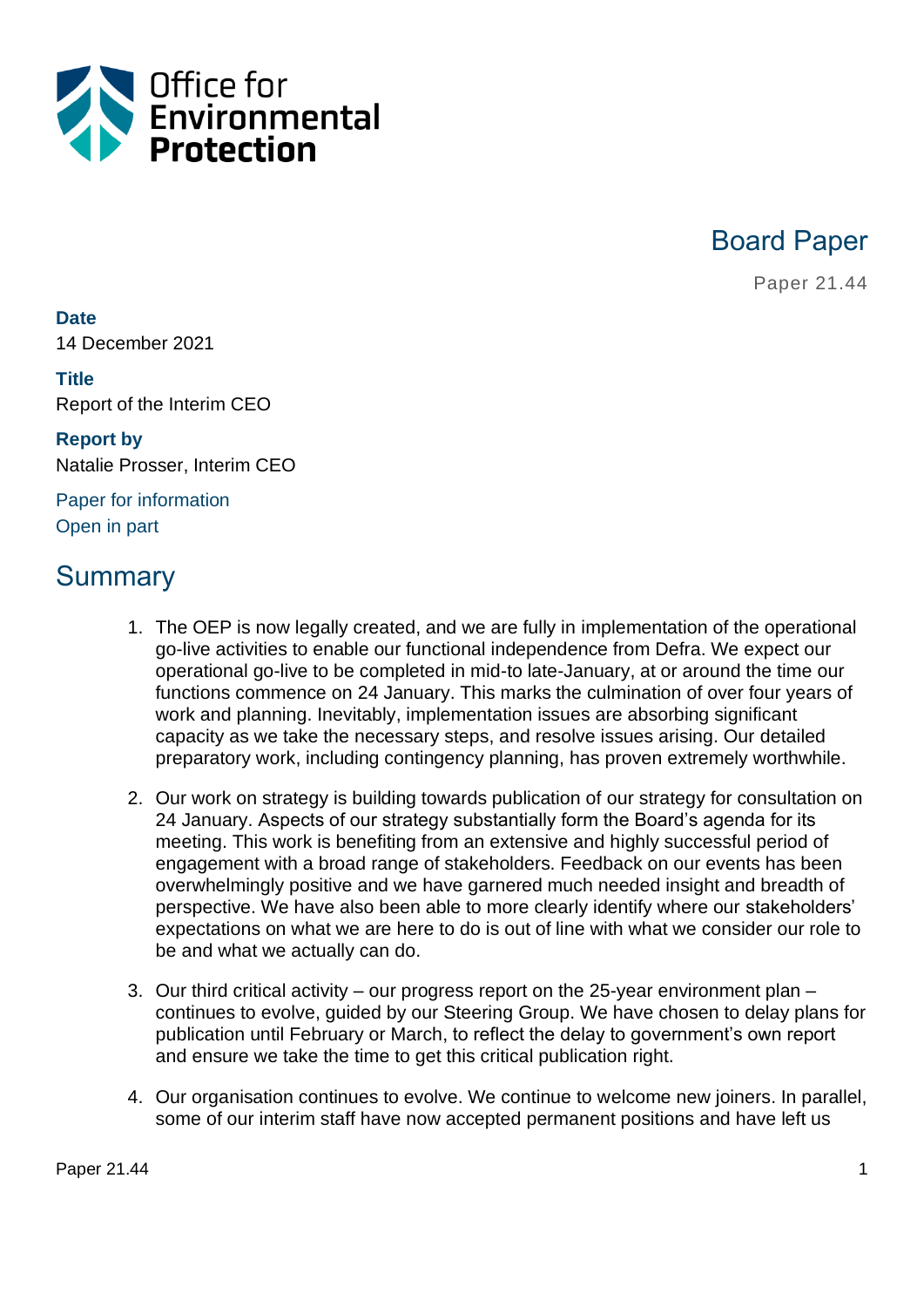Office for Environmental Protection

# Board Paper

Paper 21.44

**Date**
14 December 2021

**Title**
Report of the Interim CEO

**Report by**
Natalie Prosser, Interim CEO

Paper for information
Open in part

## Summary

1. The OEP is now legally created, and we are fully in implementation of the operational go-live activities to enable our functional independence from Defra. We expect our operational go-live to be completed in mid-to late-January, at or around the time our functions commence on 24 January. This marks the culmination of over four years of work and planning. Inevitably, implementation issues are absorbing significant capacity as we take the necessary steps, and resolve issues arising. Our detailed preparatory work, including contingency planning, has proven extremely worthwhile.

2. Our work on strategy is building towards publication of our strategy for consultation on 24 January. Aspects of our strategy substantially form the Board's agenda for its meeting. This work is benefiting from an extensive and highly successful period of engagement with a broad range of stakeholders. Feedback on our events has been overwhelmingly positive and we have garnered much needed insight and breadth of perspective. We have also been able to more clearly identify where our stakeholders' expectations on what we are here to do is out of line with what we consider our role to be and what we actually can do.

3. Our third critical activity – our progress report on the 25-year environment plan – continues to evolve, guided by our Steering Group. We have chosen to delay plans for publication until February or March, to reflect the delay to government's own report and ensure we take the time to get this critical publication right.

4. Our organisation continues to evolve. We continue to welcome new joiners. In parallel, some of our interim staff have now accepted permanent positions and have left us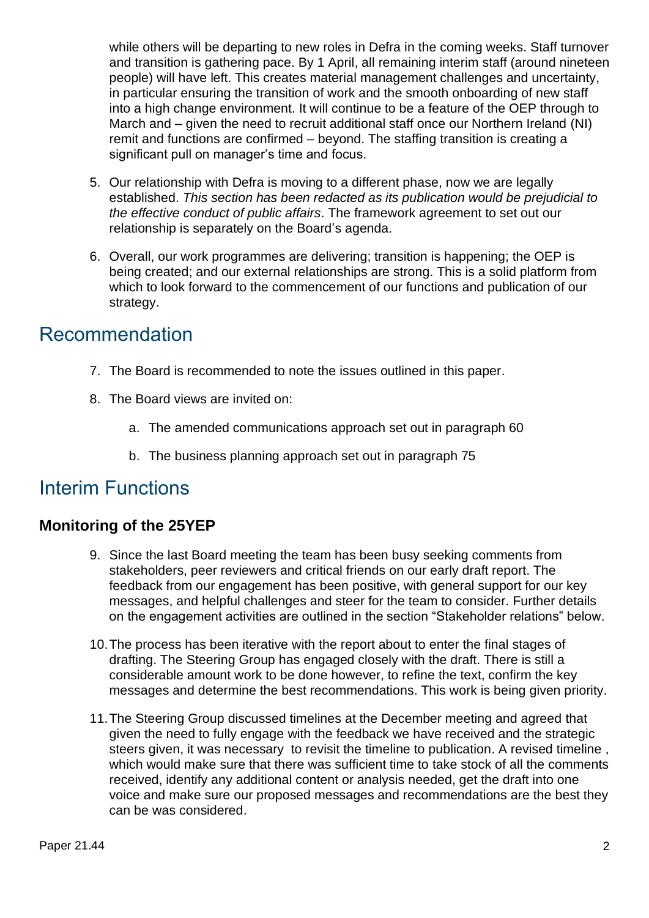while others will be departing to new roles in Defra in the coming weeks. Staff turnover and transition is gathering pace. By 1 April, all remaining interim staff (around nineteen people) will have left. This creates material management challenges and uncertainty, in particular ensuring the transition of work and the smooth onboarding of new staff into a high change environment. It will continue to be a feature of the OEP through to March and – given the need to recruit additional staff once our Northern Ireland (NI) remit and functions are confirmed – beyond. The staffing transition is creating a significant pull on manager's time and focus.

5. Our relationship with Defra is moving to a different phase, now we are legally established. *This section has been redacted as its publication would be prejudicial to the effective conduct of public affairs*. The framework agreement to set out our relationship is separately on the Board's agenda.

6. Overall, our work programmes are delivering; transition is happening; the OEP is being created; and our external relationships are strong. This is a solid platform from which to look forward to the commencement of our functions and publication of our strategy.

## Recommendation

7. The Board is recommended to note the issues outlined in this paper.

8. The Board views are invited on:

    a. The amended communications approach set out in paragraph 60

    b. The business planning approach set out in paragraph 75

## Interim Functions

### Monitoring of the 25YEP

9. Since the last Board meeting the team has been busy seeking comments from stakeholders, peer reviewers and critical friends on our early draft report. The feedback from our engagement has been positive, with general support for our key messages, and helpful challenges and steer for the team to consider. Further details on the engagement activities are outlined in the section "Stakeholder relations" below.

10. The process has been iterative with the report about to enter the final stages of drafting. The Steering Group has engaged closely with the draft. There is still a considerable amount work to be done however, to refine the text, confirm the key messages and determine the best recommendations. This work is being given priority.

11. The Steering Group discussed timelines at the December meeting and agreed that given the need to fully engage with the feedback we have received and the strategic steers given, it was necessary to revisit the timeline to publication. A revised timeline , which would make sure that there was sufficient time to take stock of all the comments received, identify any additional content or analysis needed, get the draft into one voice and make sure our proposed messages and recommendations are the best they can be was considered.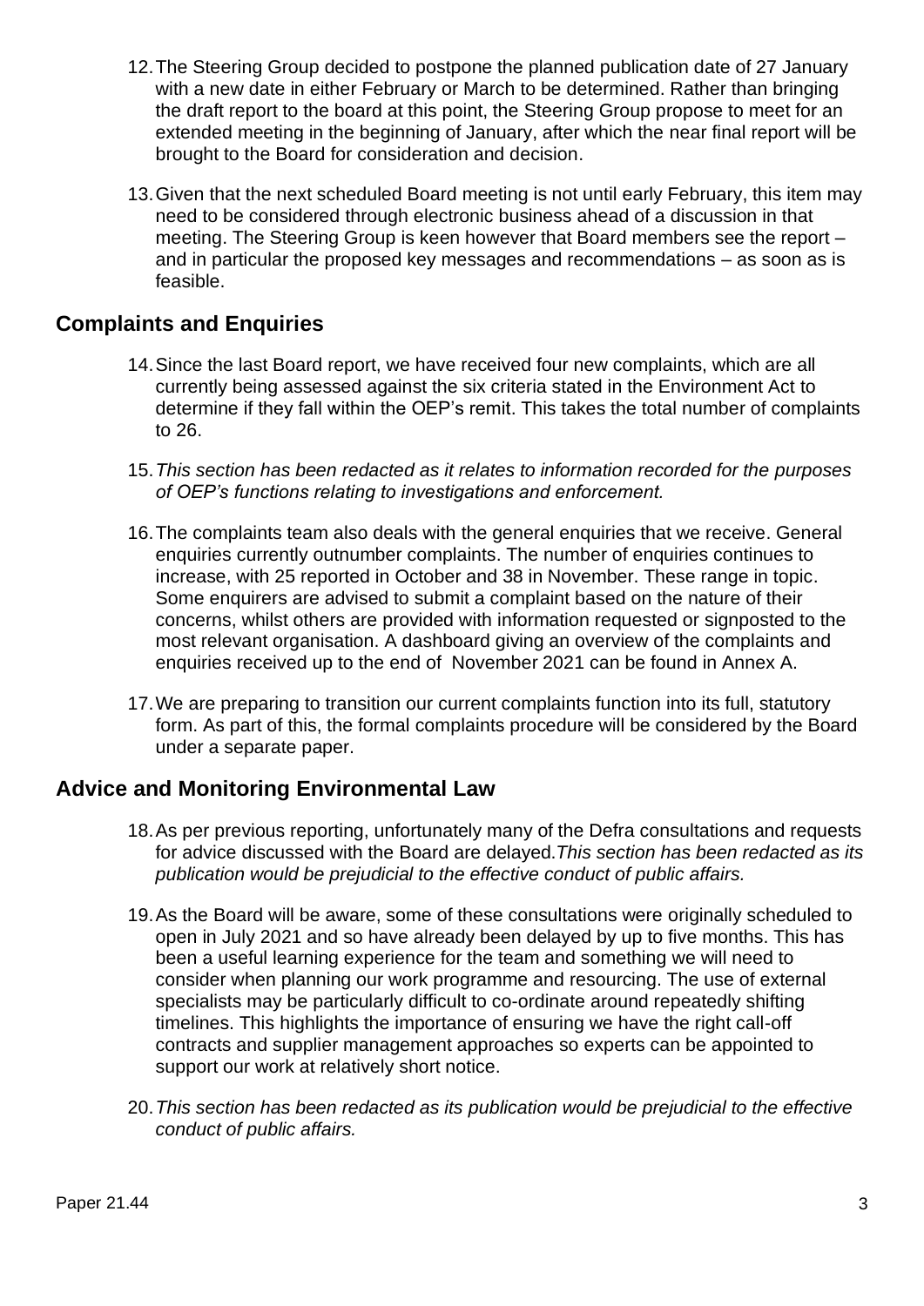12. The Steering Group decided to postpone the planned publication date of 27 January with a new date in either February or March to be determined. Rather than bringing the draft report to the board at this point, the Steering Group propose to meet for an extended meeting in the beginning of January, after which the near final report will be brought to the Board for consideration and decision.

13. Given that the next scheduled Board meeting is not until early February, this item may need to be considered through electronic business ahead of a discussion in that meeting. The Steering Group is keen however that Board members see the report – and in particular the proposed key messages and recommendations – as soon as is feasible.

## Complaints and Enquiries

14. Since the last Board report, we have received four new complaints, which are all currently being assessed against the six criteria stated in the Environment Act to determine if they fall within the OEP's remit. This takes the total number of complaints to 26.

15. *This section has been redacted as it relates to information recorded for the purposes of OEP's functions relating to investigations and enforcement.*

16. The complaints team also deals with the general enquiries that we receive. General enquiries currently outnumber complaints. The number of enquiries continues to increase, with 25 reported in October and 38 in November. These range in topic. Some enquirers are advised to submit a complaint based on the nature of their concerns, whilst others are provided with information requested or signposted to the most relevant organisation. A dashboard giving an overview of the complaints and enquiries received up to the end of November 2021 can be found in Annex A.

17. We are preparing to transition our current complaints function into its full, statutory form. As part of this, the formal complaints procedure will be considered by the Board under a separate paper.

## Advice and Monitoring Environmental Law

18. As per previous reporting, unfortunately many of the Defra consultations and requests for advice discussed with the Board are delayed. *This section has been redacted as its publication would be prejudicial to the effective conduct of public affairs.*

19. As the Board will be aware, some of these consultations were originally scheduled to open in July 2021 and so have already been delayed by up to five months. This has been a useful learning experience for the team and something we will need to consider when planning our work programme and resourcing. The use of external specialists may be particularly difficult to co-ordinate around repeatedly shifting timelines. This highlights the importance of ensuring we have the right call-off contracts and supplier management approaches so experts can be appointed to support our work at relatively short notice.

20. *This section has been redacted as its publication would be prejudicial to the effective conduct of public affairs.*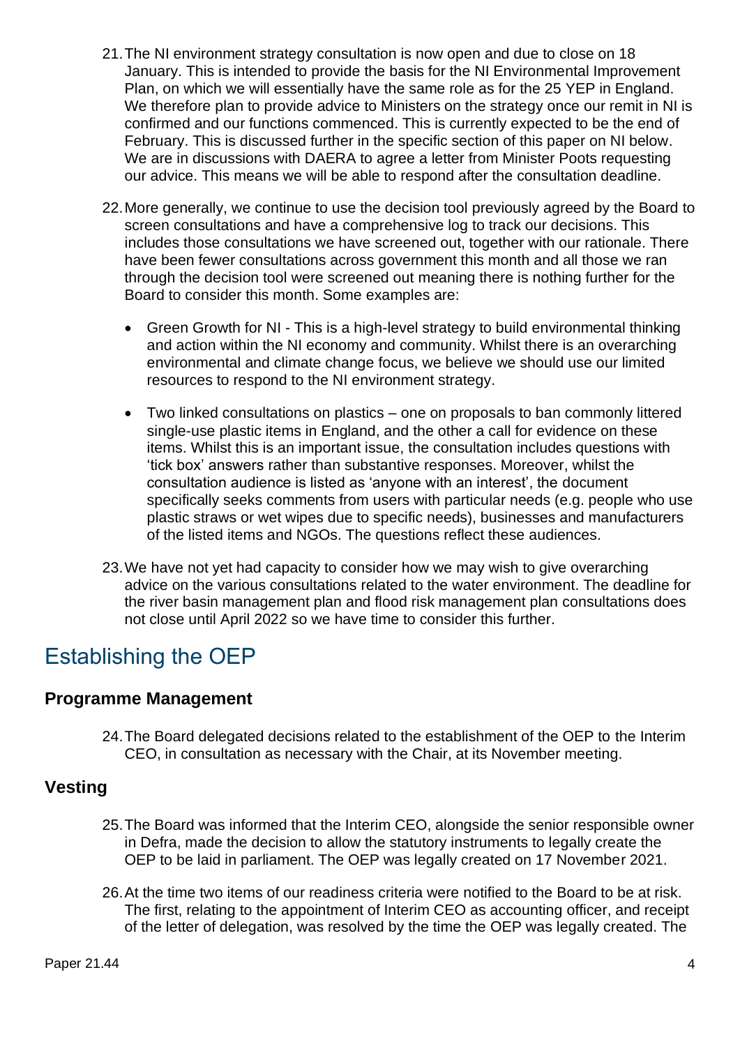21. The NI environment strategy consultation is now open and due to close on 18 January. This is intended to provide the basis for the NI Environmental Improvement Plan, on which we will essentially have the same role as for the 25 YEP in England. We therefore plan to provide advice to Ministers on the strategy once our remit in NI is confirmed and our functions commenced. This is currently expected to be the end of February. This is discussed further in the specific section of this paper on NI below. We are in discussions with DAERA to agree a letter from Minister Poots requesting our advice. This means we will be able to respond after the consultation deadline.

22. More generally, we continue to use the decision tool previously agreed by the Board to screen consultations and have a comprehensive log to track our decisions. This includes those consultations we have screened out, together with our rationale. There have been fewer consultations across government this month and all those we ran through the decision tool were screened out meaning there is nothing further for the Board to consider this month. Some examples are:

    - Green Growth for NI - This is a high-level strategy to build environmental thinking and action within the NI economy and community. Whilst there is an overarching environmental and climate change focus, we believe we should use our limited resources to respond to the NI environment strategy.

    - Two linked consultations on plastics – one on proposals to ban commonly littered single-use plastic items in England, and the other a call for evidence on these items. Whilst this is an important issue, the consultation includes questions with 'tick box' answers rather than substantive responses. Moreover, whilst the consultation audience is listed as 'anyone with an interest', the document specifically seeks comments from users with particular needs (e.g. people who use plastic straws or wet wipes due to specific needs), businesses and manufacturers of the listed items and NGOs. The questions reflect these audiences.

23. We have not yet had capacity to consider how we may wish to give overarching advice on the various consultations related to the water environment. The deadline for the river basin management plan and flood risk management plan consultations does not close until April 2022 so we have time to consider this further.

# Establishing the OEP

## Programme Management

24. The Board delegated decisions related to the establishment of the OEP to the Interim CEO, in consultation as necessary with the Chair, at its November meeting.

## Vesting

25. The Board was informed that the Interim CEO, alongside the senior responsible owner in Defra, made the decision to allow the statutory instruments to legally create the OEP to be laid in parliament. The OEP was legally created on 17 November 2021.

26. At the time two items of our readiness criteria were notified to the Board to be at risk. The first, relating to the appointment of Interim CEO as accounting officer, and receipt of the letter of delegation, was resolved by the time the OEP was legally created. The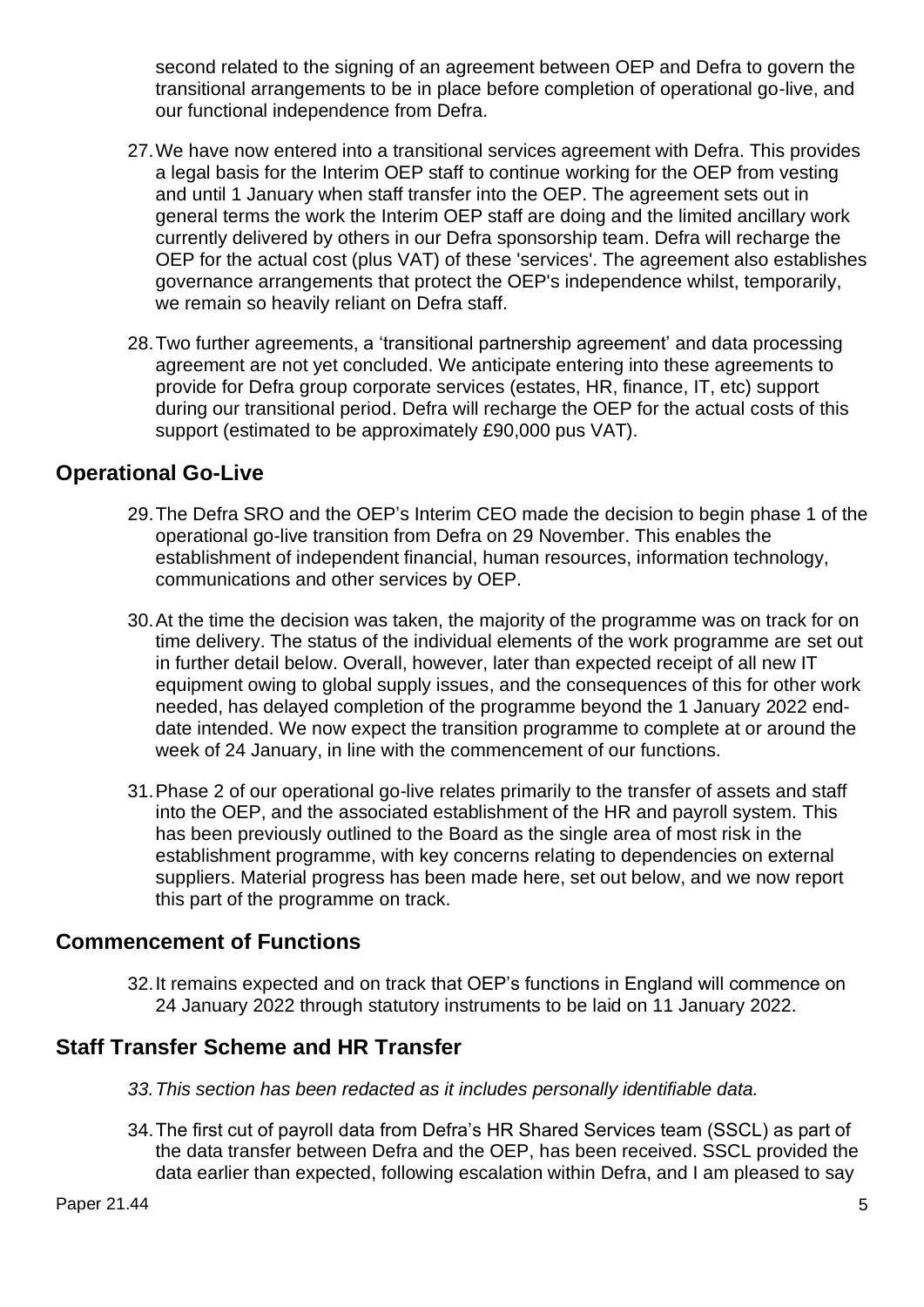second related to the signing of an agreement between OEP and Defra to govern the transitional arrangements to be in place before completion of operational go-live, and our functional independence from Defra.

27. We have now entered into a transitional services agreement with Defra. This provides a legal basis for the Interim OEP staff to continue working for the OEP from vesting and until 1 January when staff transfer into the OEP. The agreement sets out in general terms the work the Interim OEP staff are doing and the limited ancillary work currently delivered by others in our Defra sponsorship team. Defra will recharge the OEP for the actual cost (plus VAT) of these 'services'. The agreement also establishes governance arrangements that protect the OEP's independence whilst, temporarily, we remain so heavily reliant on Defra staff.

28. Two further agreements, a 'transitional partnership agreement' and data processing agreement are not yet concluded. We anticipate entering into these agreements to provide for Defra group corporate services (estates, HR, finance, IT, etc) support during our transitional period. Defra will recharge the OEP for the actual costs of this support (estimated to be approximately £90,000 pus VAT).

## Operational Go-Live

29. The Defra SRO and the OEP's Interim CEO made the decision to begin phase 1 of the operational go-live transition from Defra on 29 November. This enables the establishment of independent financial, human resources, information technology, communications and other services by OEP.

30. At the time the decision was taken, the majority of the programme was on track for on time delivery. The status of the individual elements of the work programme are set out in further detail below. Overall, however, later than expected receipt of all new IT equipment owing to global supply issues, and the consequences of this for other work needed, has delayed completion of the programme beyond the 1 January 2022 end-date intended. We now expect the transition programme to complete at or around the week of 24 January, in line with the commencement of our functions.

31. Phase 2 of our operational go-live relates primarily to the transfer of assets and staff into the OEP, and the associated establishment of the HR and payroll system. This has been previously outlined to the Board as the single area of most risk in the establishment programme, with key concerns relating to dependencies on external suppliers. Material progress has been made here, set out below, and we now report this part of the programme on track.

## Commencement of Functions

32. It remains expected and on track that OEP's functions in England will commence on 24 January 2022 through statutory instruments to be laid on 11 January 2022.

## Staff Transfer Scheme and HR Transfer

33. *This section has been redacted as it includes personally identifiable data.*

34. The first cut of payroll data from Defra's HR Shared Services team (SSCL) as part of the data transfer between Defra and the OEP, has been received. SSCL provided the data earlier than expected, following escalation within Defra, and I am pleased to say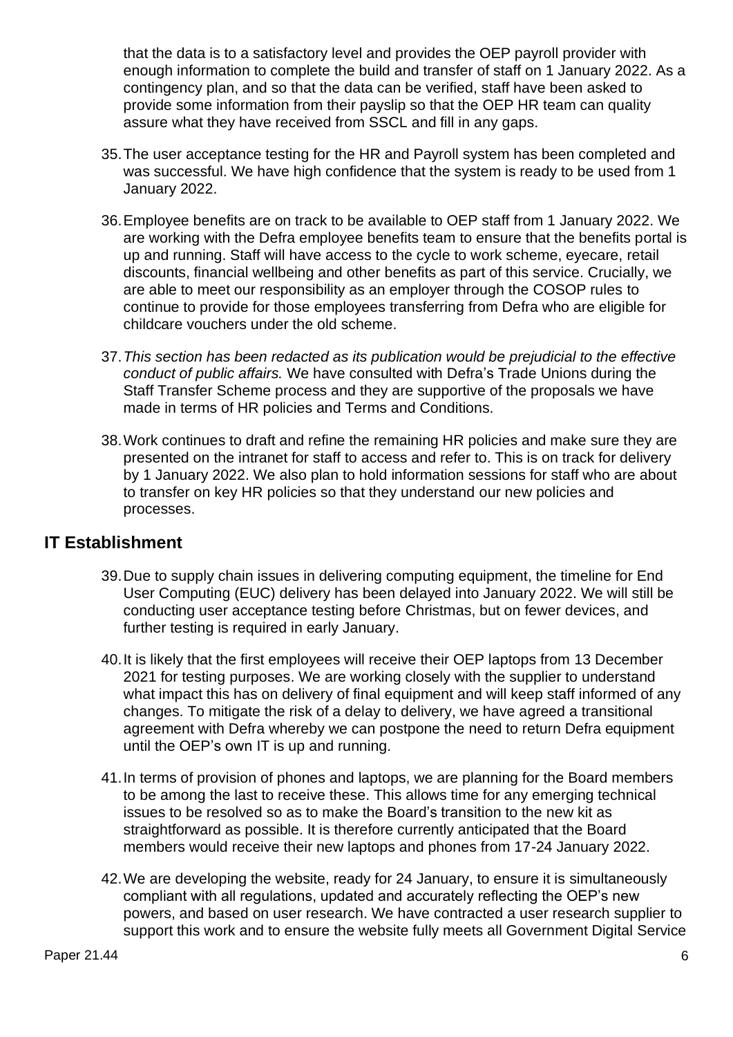that the data is to a satisfactory level and provides the OEP payroll provider with enough information to complete the build and transfer of staff on 1 January 2022. As a contingency plan, and so that the data can be verified, staff have been asked to provide some information from their payslip so that the OEP HR team can quality assure what they have received from SSCL and fill in any gaps.

35. The user acceptance testing for the HR and Payroll system has been completed and was successful. We have high confidence that the system is ready to be used from 1 January 2022.

36. Employee benefits are on track to be available to OEP staff from 1 January 2022. We are working with the Defra employee benefits team to ensure that the benefits portal is up and running. Staff will have access to the cycle to work scheme, eyecare, retail discounts, financial wellbeing and other benefits as part of this service. Crucially, we are able to meet our responsibility as an employer through the COSOP rules to continue to provide for those employees transferring from Defra who are eligible for childcare vouchers under the old scheme.

37. *This section has been redacted as its publication would be prejudicial to the effective conduct of public affairs.* We have consulted with Defra's Trade Unions during the Staff Transfer Scheme process and they are supportive of the proposals we have made in terms of HR policies and Terms and Conditions.

38. Work continues to draft and refine the remaining HR policies and make sure they are presented on the intranet for staff to access and refer to. This is on track for delivery by 1 January 2022. We also plan to hold information sessions for staff who are about to transfer on key HR policies so that they understand our new policies and processes.

## IT Establishment

39. Due to supply chain issues in delivering computing equipment, the timeline for End User Computing (EUC) delivery has been delayed into January 2022. We will still be conducting user acceptance testing before Christmas, but on fewer devices, and further testing is required in early January.

40. It is likely that the first employees will receive their OEP laptops from 13 December 2021 for testing purposes. We are working closely with the supplier to understand what impact this has on delivery of final equipment and will keep staff informed of any changes. To mitigate the risk of a delay to delivery, we have agreed a transitional agreement with Defra whereby we can postpone the need to return Defra equipment until the OEP's own IT is up and running.

41. In terms of provision of phones and laptops, we are planning for the Board members to be among the last to receive these. This allows time for any emerging technical issues to be resolved so as to make the Board's transition to the new kit as straightforward as possible. It is therefore currently anticipated that the Board members would receive their new laptops and phones from 17-24 January 2022.

42. We are developing the website, ready for 24 January, to ensure it is simultaneously compliant with all regulations, updated and accurately reflecting the OEP's new powers, and based on user research. We have contracted a user research supplier to support this work and to ensure the website fully meets all Government Digital Service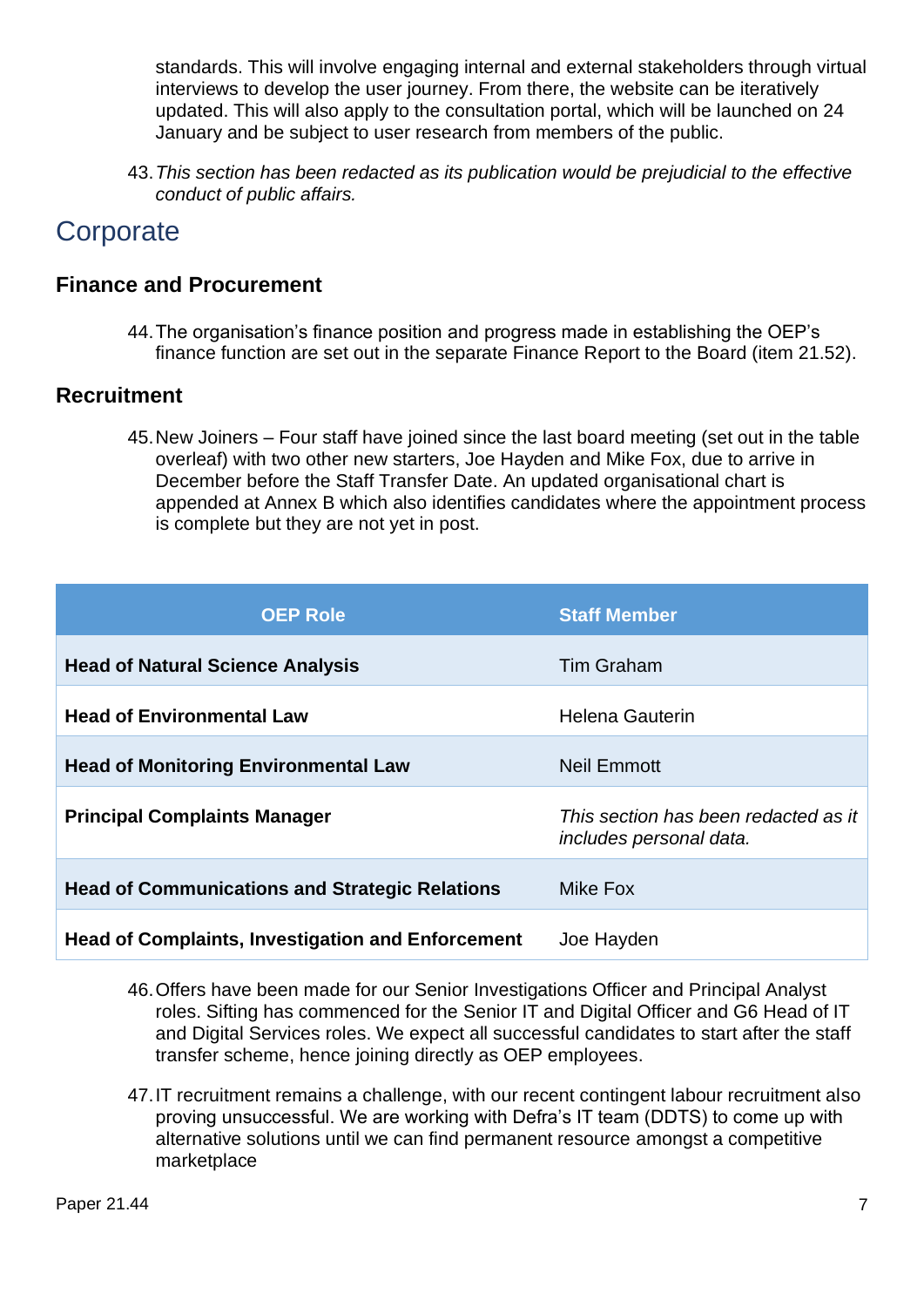standards. This will involve engaging internal and external stakeholders through virtual interviews to develop the user journey. From there, the website can be iteratively updated. This will also apply to the consultation portal, which will be launched on 24 January and be subject to user research from members of the public.

43. *This section has been redacted as its publication would be prejudicial to the effective conduct of public affairs.*

# Corporate

## Finance and Procurement

44. The organisation's finance position and progress made in establishing the OEP's finance function are set out in the separate Finance Report to the Board (item 21.52).

## Recruitment

45. New Joiners – Four staff have joined since the last board meeting (set out in the table overleaf) with two other new starters, Joe Hayden and Mike Fox, due to arrive in December before the Staff Transfer Date. An updated organisational chart is appended at Annex B which also identifies candidates where the appointment process is complete but they are not yet in post.

| OEP Role | Staff Member |
|---|---|
| **Head of Natural Science Analysis** | Tim Graham |
| **Head of Environmental Law** | Helena Gauterin |
| **Head of Monitoring Environmental Law** | Neil Emmott |
| **Principal Complaints Manager** | *This section has been redacted as it includes personal data.* |
| **Head of Communications and Strategic Relations** | Mike Fox |
| **Head of Complaints, Investigation and Enforcement** | Joe Hayden |

46. Offers have been made for our Senior Investigations Officer and Principal Analyst roles. Sifting has commenced for the Senior IT and Digital Officer and G6 Head of IT and Digital Services roles. We expect all successful candidates to start after the staff transfer scheme, hence joining directly as OEP employees.

47. IT recruitment remains a challenge, with our recent contingent labour recruitment also proving unsuccessful. We are working with Defra's IT team (DDTS) to come up with alternative solutions until we can find permanent resource amongst a competitive marketplace

Paper 21.44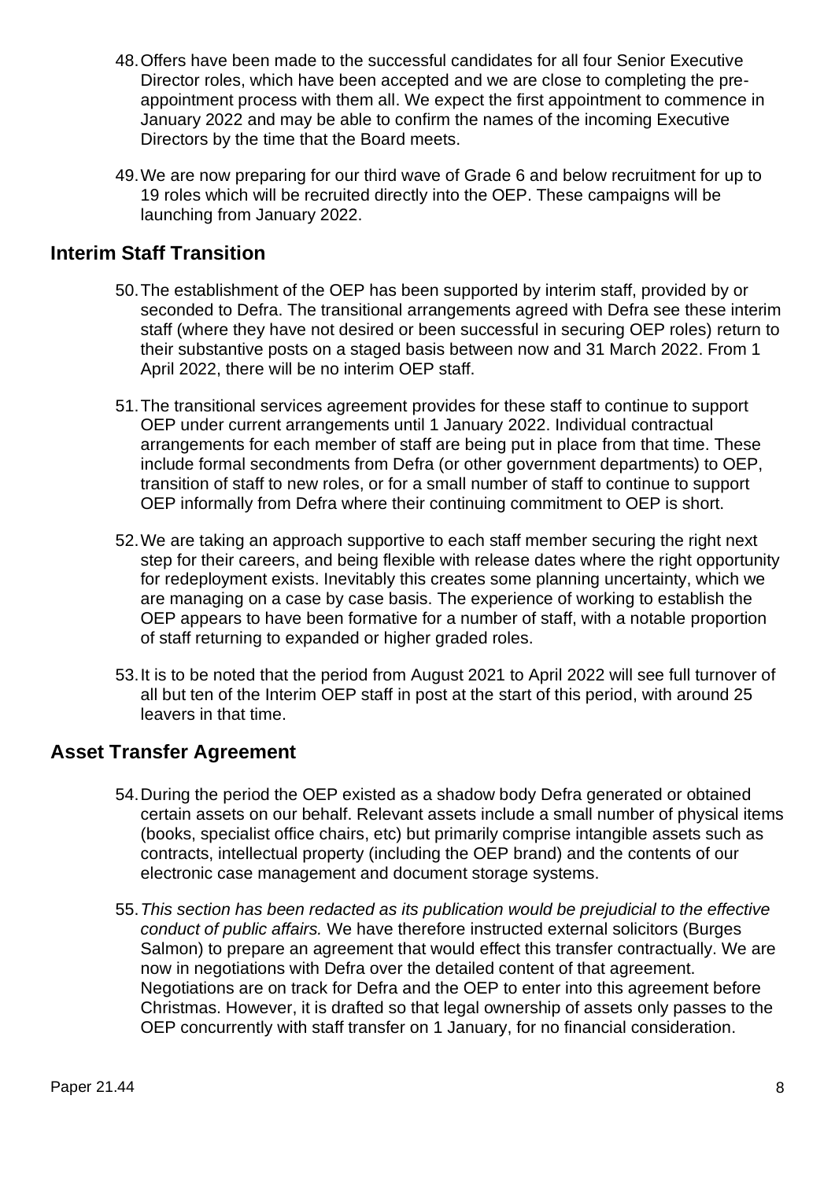48. Offers have been made to the successful candidates for all four Senior Executive Director roles, which have been accepted and we are close to completing the pre-appointment process with them all. We expect the first appointment to commence in January 2022 and may be able to confirm the names of the incoming Executive Directors by the time that the Board meets.

49. We are now preparing for our third wave of Grade 6 and below recruitment for up to 19 roles which will be recruited directly into the OEP. These campaigns will be launching from January 2022.

## Interim Staff Transition

50. The establishment of the OEP has been supported by interim staff, provided by or seconded to Defra. The transitional arrangements agreed with Defra see these interim staff (where they have not desired or been successful in securing OEP roles) return to their substantive posts on a staged basis between now and 31 March 2022. From 1 April 2022, there will be no interim OEP staff.

51. The transitional services agreement provides for these staff to continue to support OEP under current arrangements until 1 January 2022. Individual contractual arrangements for each member of staff are being put in place from that time. These include formal secondments from Defra (or other government departments) to OEP, transition of staff to new roles, or for a small number of staff to continue to support OEP informally from Defra where their continuing commitment to OEP is short.

52. We are taking an approach supportive to each staff member securing the right next step for their careers, and being flexible with release dates where the right opportunity for redeployment exists. Inevitably this creates some planning uncertainty, which we are managing on a case by case basis. The experience of working to establish the OEP appears to have been formative for a number of staff, with a notable proportion of staff returning to expanded or higher graded roles.

53. It is to be noted that the period from August 2021 to April 2022 will see full turnover of all but ten of the Interim OEP staff in post at the start of this period, with around 25 leavers in that time.

## Asset Transfer Agreement

54. During the period the OEP existed as a shadow body Defra generated or obtained certain assets on our behalf. Relevant assets include a small number of physical items (books, specialist office chairs, etc) but primarily comprise intangible assets such as contracts, intellectual property (including the OEP brand) and the contents of our electronic case management and document storage systems.

55. *This section has been redacted as its publication would be prejudicial to the effective conduct of public affairs.* We have therefore instructed external solicitors (Burges Salmon) to prepare an agreement that would effect this transfer contractually. We are now in negotiations with Defra over the detailed content of that agreement. Negotiations are on track for Defra and the OEP to enter into this agreement before Christmas. However, it is drafted so that legal ownership of assets only passes to the OEP concurrently with staff transfer on 1 January, for no financial consideration.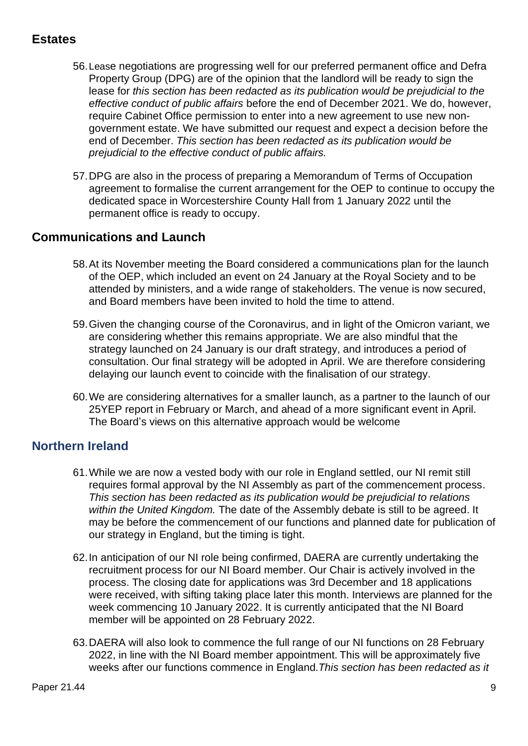## Estates

56. Lease negotiations are progressing well for our preferred permanent office and Defra Property Group (DPG) are of the opinion that the landlord will be ready to sign the lease for *this section has been redacted as its publication would be prejudicial to the effective conduct of public affairs* before the end of December 2021. We do, however, require Cabinet Office permission to enter into a new agreement to use new non-government estate. We have submitted our request and expect a decision before the end of December. *This section has been redacted as its publication would be prejudicial to the effective conduct of public affairs.*

57. DPG are also in the process of preparing a Memorandum of Terms of Occupation agreement to formalise the current arrangement for the OEP to continue to occupy the dedicated space in Worcestershire County Hall from 1 January 2022 until the permanent office is ready to occupy.

## Communications and Launch

58. At its November meeting the Board considered a communications plan for the launch of the OEP, which included an event on 24 January at the Royal Society and to be attended by ministers, and a wide range of stakeholders. The venue is now secured, and Board members have been invited to hold the time to attend.

59. Given the changing course of the Coronavirus, and in light of the Omicron variant, we are considering whether this remains appropriate. We are also mindful that the strategy launched on 24 January is our draft strategy, and introduces a period of consultation. Our final strategy will be adopted in April. We are therefore considering delaying our launch event to coincide with the finalisation of our strategy.

60. We are considering alternatives for a smaller launch, as a partner to the launch of our 25YEP report in February or March, and ahead of a more significant event in April. The Board's views on this alternative approach would be welcome

## Northern Ireland

61. While we are now a vested body with our role in England settled, our NI remit still requires formal approval by the NI Assembly as part of the commencement process. *This section has been redacted as its publication would be prejudicial to relations within the United Kingdom.* The date of the Assembly debate is still to be agreed. It may be before the commencement of our functions and planned date for publication of our strategy in England, but the timing is tight.

62. In anticipation of our NI role being confirmed, DAERA are currently undertaking the recruitment process for our NI Board member. Our Chair is actively involved in the process. The closing date for applications was 3rd December and 18 applications were received, with sifting taking place later this month. Interviews are planned for the week commencing 10 January 2022. It is currently anticipated that the NI Board member will be appointed on 28 February 2022.

63. DAERA will also look to commence the full range of our NI functions on 28 February 2022, in line with the NI Board member appointment. This will be approximately five weeks after our functions commence in England.*This section has been redacted as it*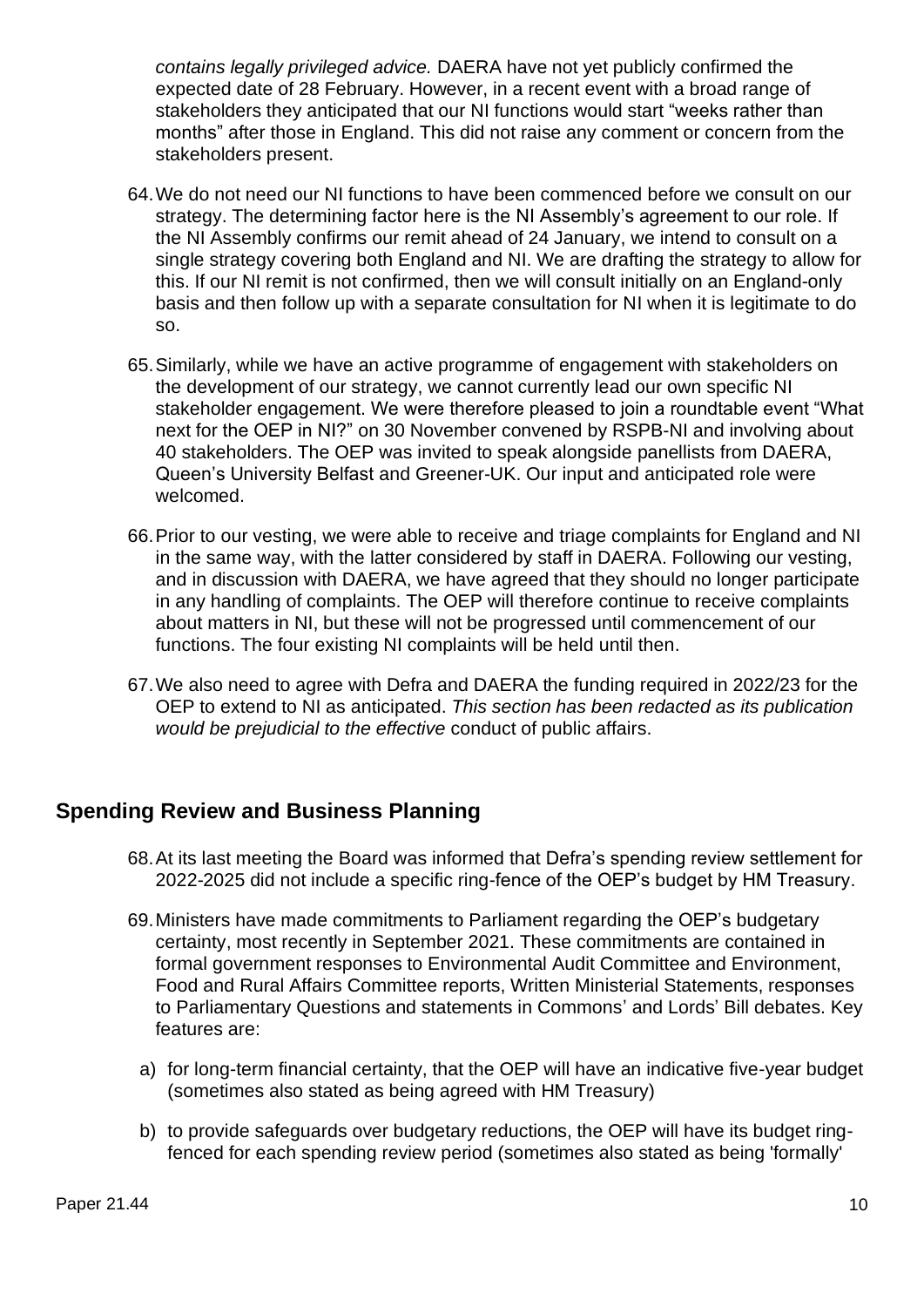*contains legally privileged advice.* DAERA have not yet publicly confirmed the expected date of 28 February. However, in a recent event with a broad range of stakeholders they anticipated that our NI functions would start “weeks rather than months” after those in England. This did not raise any comment or concern from the stakeholders present.

64. We do not need our NI functions to have been commenced before we consult on our strategy. The determining factor here is the NI Assembly’s agreement to our role. If the NI Assembly confirms our remit ahead of 24 January, we intend to consult on a single strategy covering both England and NI. We are drafting the strategy to allow for this. If our NI remit is not confirmed, then we will consult initially on an England-only basis and then follow up with a separate consultation for NI when it is legitimate to do so.

65. Similarly, while we have an active programme of engagement with stakeholders on the development of our strategy, we cannot currently lead our own specific NI stakeholder engagement. We were therefore pleased to join a roundtable event “What next for the OEP in NI?” on 30 November convened by RSPB-NI and involving about 40 stakeholders. The OEP was invited to speak alongside panellists from DAERA, Queen’s University Belfast and Greener-UK. Our input and anticipated role were welcomed.

66. Prior to our vesting, we were able to receive and triage complaints for England and NI in the same way, with the latter considered by staff in DAERA. Following our vesting, and in discussion with DAERA, we have agreed that they should no longer participate in any handling of complaints. The OEP will therefore continue to receive complaints about matters in NI, but these will not be progressed until commencement of our functions. The four existing NI complaints will be held until then.

67. We also need to agree with Defra and DAERA the funding required in 2022/23 for the OEP to extend to NI as anticipated. *This section has been redacted as its publication would be prejudicial to the effective* conduct of public affairs.

## Spending Review and Business Planning

68. At its last meeting the Board was informed that Defra’s spending review settlement for 2022-2025 did not include a specific ring-fence of the OEP’s budget by HM Treasury.

69. Ministers have made commitments to Parliament regarding the OEP’s budgetary certainty, most recently in September 2021. These commitments are contained in formal government responses to Environmental Audit Committee and Environment, Food and Rural Affairs Committee reports, Written Ministerial Statements, responses to Parliamentary Questions and statements in Commons’ and Lords’ Bill debates. Key features are:

   a) for long-term financial certainty, that the OEP will have an indicative five-year budget (sometimes also stated as being agreed with HM Treasury)

   b) to provide safeguards over budgetary reductions, the OEP will have its budget ring-fenced for each spending review period (sometimes also stated as being 'formally'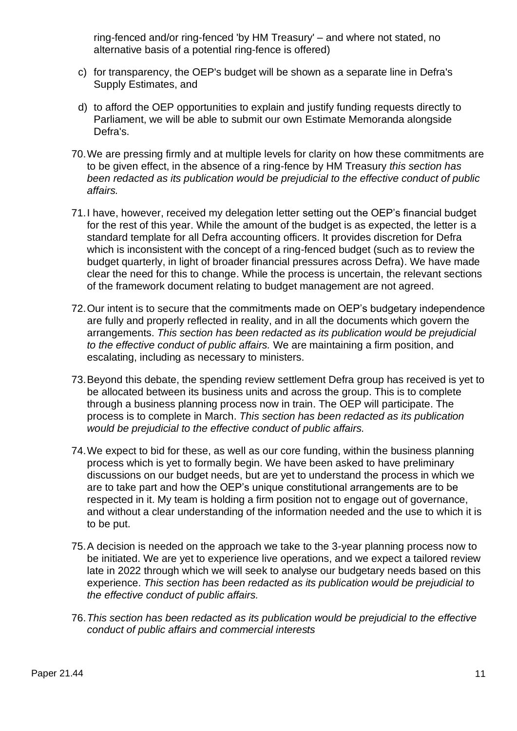ring-fenced and/or ring-fenced 'by HM Treasury' – and where not stated, no alternative basis of a potential ring-fence is offered)

c) for transparency, the OEP's budget will be shown as a separate line in Defra's Supply Estimates, and

d) to afford the OEP opportunities to explain and justify funding requests directly to Parliament, we will be able to submit our own Estimate Memoranda alongside Defra's.

70. We are pressing firmly and at multiple levels for clarity on how these commitments are to be given effect, in the absence of a ring-fence by HM Treasury *this section has been redacted as its publication would be prejudicial to the effective conduct of public affairs.*

71. I have, however, received my delegation letter setting out the OEP's financial budget for the rest of this year. While the amount of the budget is as expected, the letter is a standard template for all Defra accounting officers. It provides discretion for Defra which is inconsistent with the concept of a ring-fenced budget (such as to review the budget quarterly, in light of broader financial pressures across Defra). We have made clear the need for this to change. While the process is uncertain, the relevant sections of the framework document relating to budget management are not agreed.

72. Our intent is to secure that the commitments made on OEP's budgetary independence are fully and properly reflected in reality, and in all the documents which govern the arrangements. *This section has been redacted as its publication would be prejudicial to the effective conduct of public affairs.* We are maintaining a firm position, and escalating, including as necessary to ministers.

73. Beyond this debate, the spending review settlement Defra group has received is yet to be allocated between its business units and across the group. This is to complete through a business planning process now in train. The OEP will participate. The process is to complete in March. *This section has been redacted as its publication would be prejudicial to the effective conduct of public affairs.*

74. We expect to bid for these, as well as our core funding, within the business planning process which is yet to formally begin. We have been asked to have preliminary discussions on our budget needs, but are yet to understand the process in which we are to take part and how the OEP's unique constitutional arrangements are to be respected in it. My team is holding a firm position not to engage out of governance, and without a clear understanding of the information needed and the use to which it is to be put.

75. A decision is needed on the approach we take to the 3-year planning process now to be initiated. We are yet to experience live operations, and we expect a tailored review late in 2022 through which we will seek to analyse our budgetary needs based on this experience. *This section has been redacted as its publication would be prejudicial to the effective conduct of public affairs.*

76. *This section has been redacted as its publication would be prejudicial to the effective conduct of public affairs and commercial interests*

Paper 21.44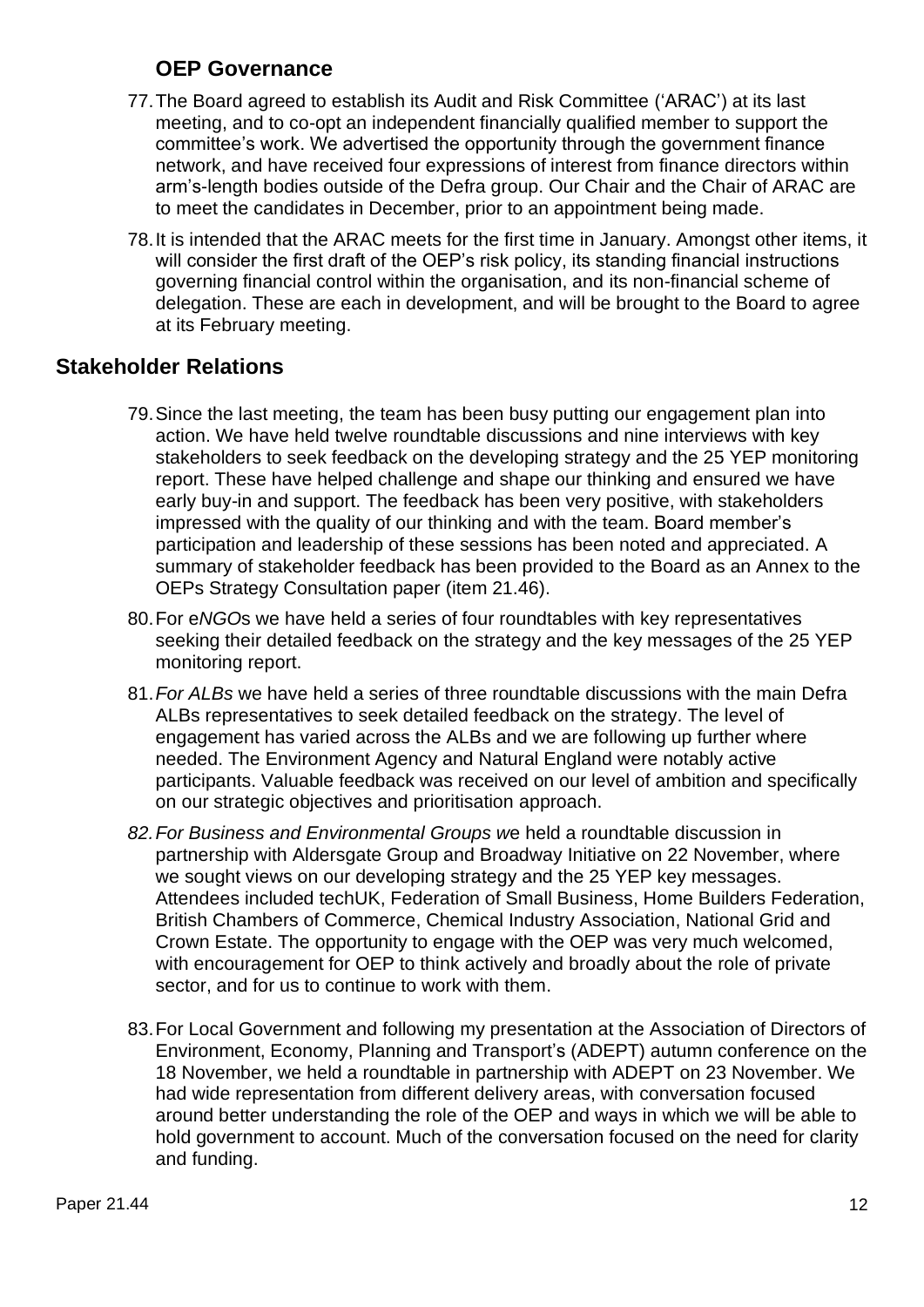### OEP Governance

77. The Board agreed to establish its Audit and Risk Committee ('ARAC') at its last meeting, and to co-opt an independent financially qualified member to support the committee's work. We advertised the opportunity through the government finance network, and have received four expressions of interest from finance directors within arm's-length bodies outside of the Defra group. Our Chair and the Chair of ARAC are to meet the candidates in December, prior to an appointment being made.

78. It is intended that the ARAC meets for the first time in January. Amongst other items, it will consider the first draft of the OEP's risk policy, its standing financial instructions governing financial control within the organisation, and its non-financial scheme of delegation. These are each in development, and will be brought to the Board to agree at its February meeting.

## Stakeholder Relations

79. Since the last meeting, the team has been busy putting our engagement plan into action. We have held twelve roundtable discussions and nine interviews with key stakeholders to seek feedback on the developing strategy and the 25 YEP monitoring report. These have helped challenge and shape our thinking and ensured we have early buy-in and support. The feedback has been very positive, with stakeholders impressed with the quality of our thinking and with the team. Board member's participation and leadership of these sessions has been noted and appreciated. A summary of stakeholder feedback has been provided to the Board as an Annex to the OEPs Strategy Consultation paper (item 21.46).

80. For e*NGO*s we have held a series of four roundtables with key representatives seeking their detailed feedback on the strategy and the key messages of the 25 YEP monitoring report.

81. *For ALBs* we have held a series of three roundtable discussions with the main Defra ALBs representatives to seek detailed feedback on the strategy. The level of engagement has varied across the ALBs and we are following up further where needed. The Environment Agency and Natural England were notably active participants. Valuable feedback was received on our level of ambition and specifically on our strategic objectives and prioritisation approach.

82. *For Business and Environmental Groups w*e held a roundtable discussion in partnership with Aldersgate Group and Broadway Initiative on 22 November, where we sought views on our developing strategy and the 25 YEP key messages. Attendees included techUK, Federation of Small Business, Home Builders Federation, British Chambers of Commerce, Chemical Industry Association, National Grid and Crown Estate. The opportunity to engage with the OEP was very much welcomed, with encouragement for OEP to think actively and broadly about the role of private sector, and for us to continue to work with them.

83. For Local Government and following my presentation at the Association of Directors of Environment, Economy, Planning and Transport's (ADEPT) autumn conference on the 18 November, we held a roundtable in partnership with ADEPT on 23 November. We had wide representation from different delivery areas, with conversation focused around better understanding the role of the OEP and ways in which we will be able to hold government to account. Much of the conversation focused on the need for clarity and funding.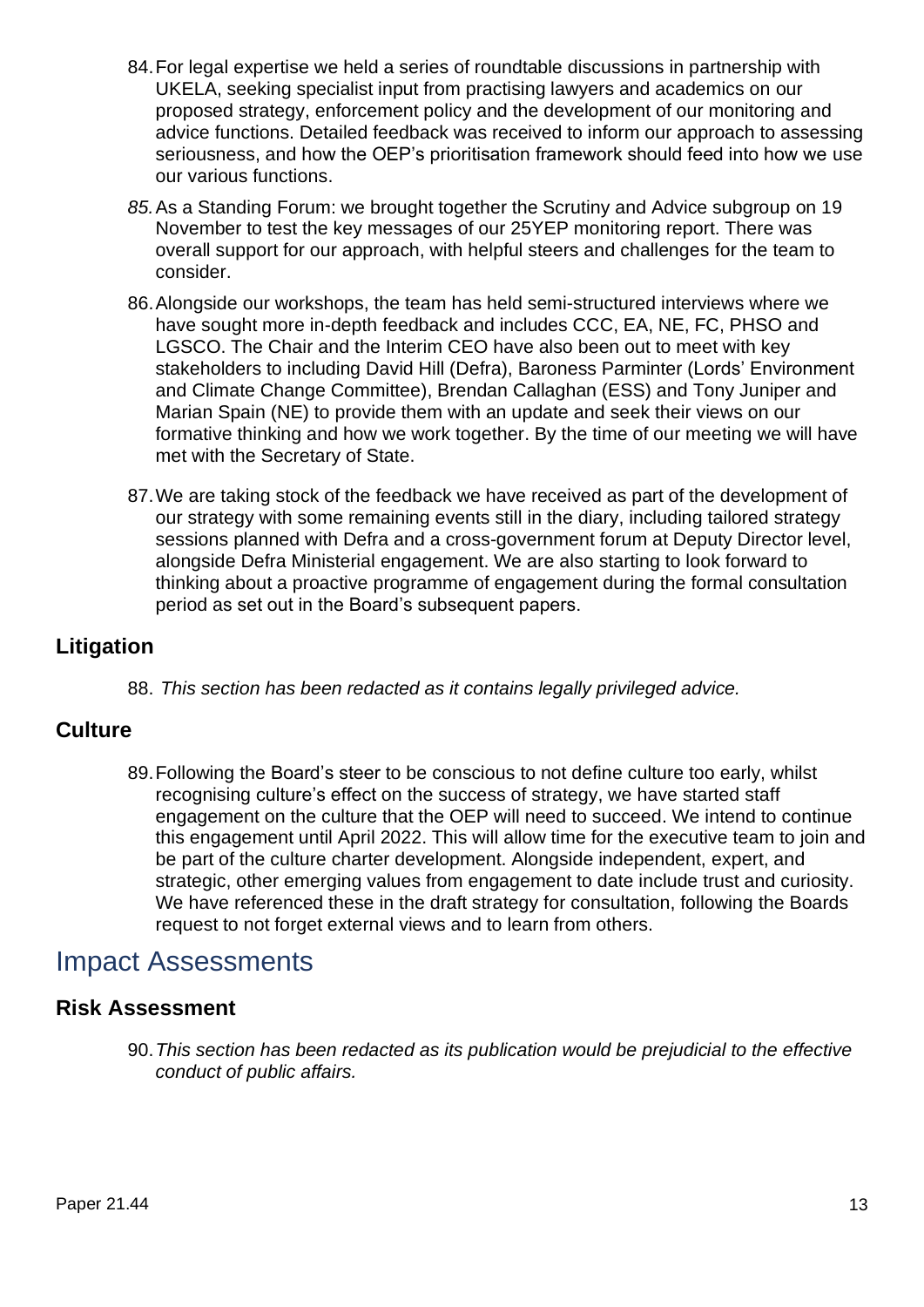84. For legal expertise we held a series of roundtable discussions in partnership with UKELA, seeking specialist input from practising lawyers and academics on our proposed strategy, enforcement policy and the development of our monitoring and advice functions. Detailed feedback was received to inform our approach to assessing seriousness, and how the OEP's prioritisation framework should feed into how we use our various functions.

85. As a Standing Forum: we brought together the Scrutiny and Advice subgroup on 19 November to test the key messages of our 25YEP monitoring report. There was overall support for our approach, with helpful steers and challenges for the team to consider.

86. Alongside our workshops, the team has held semi-structured interviews where we have sought more in-depth feedback and includes CCC, EA, NE, FC, PHSO and LGSCO. The Chair and the Interim CEO have also been out to meet with key stakeholders to including David Hill (Defra), Baroness Parminter (Lords' Environment and Climate Change Committee), Brendan Callaghan (ESS) and Tony Juniper and Marian Spain (NE) to provide them with an update and seek their views on our formative thinking and how we work together. By the time of our meeting we will have met with the Secretary of State.

87. We are taking stock of the feedback we have received as part of the development of our strategy with some remaining events still in the diary, including tailored strategy sessions planned with Defra and a cross-government forum at Deputy Director level, alongside Defra Ministerial engagement. We are also starting to look forward to thinking about a proactive programme of engagement during the formal consultation period as set out in the Board's subsequent papers.

### Litigation

88. *This section has been redacted as it contains legally privileged advice.*

### Culture

89. Following the Board's steer to be conscious to not define culture too early, whilst recognising culture's effect on the success of strategy, we have started staff engagement on the culture that the OEP will need to succeed. We intend to continue this engagement until April 2022. This will allow time for the executive team to join and be part of the culture charter development. Alongside independent, expert, and strategic, other emerging values from engagement to date include trust and curiosity. We have referenced these in the draft strategy for consultation, following the Boards request to not forget external views and to learn from others.

## Impact Assessments

### Risk Assessment

90. *This section has been redacted as its publication would be prejudicial to the effective conduct of public affairs.*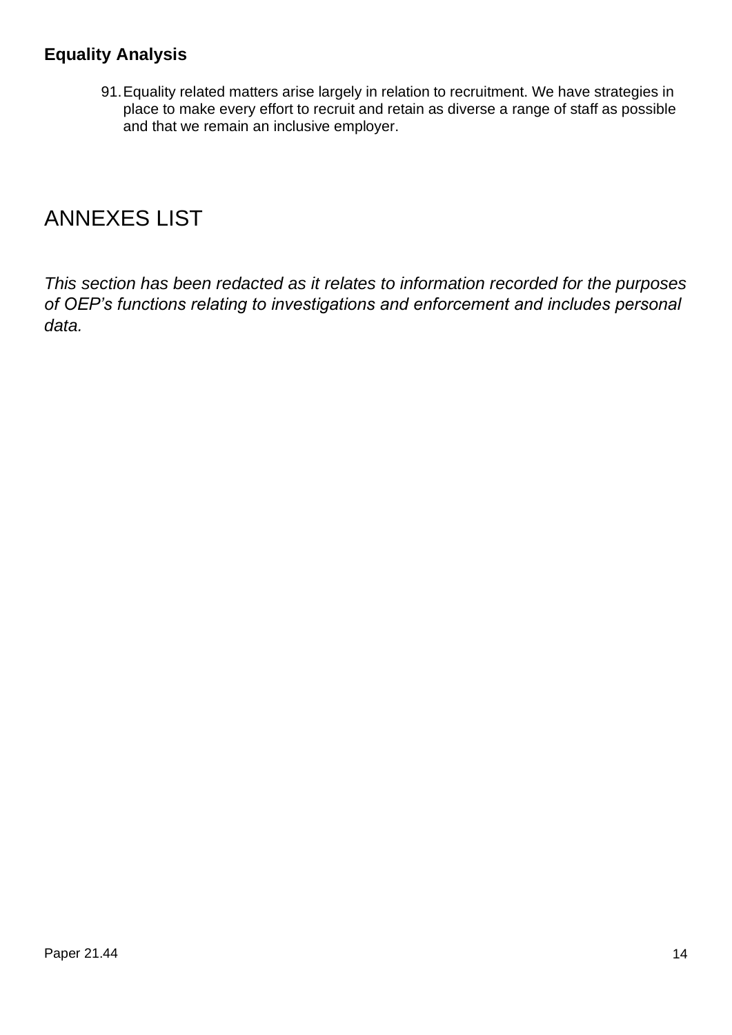**Equality Analysis**

91. Equality related matters arise largely in relation to recruitment. We have strategies in place to make every effort to recruit and retain as diverse a range of staff as possible and that we remain an inclusive employer.

# ANNEXES LIST

*This section has been redacted as it relates to information recorded for the purposes of OEP's functions relating to investigations and enforcement and includes personal data.*